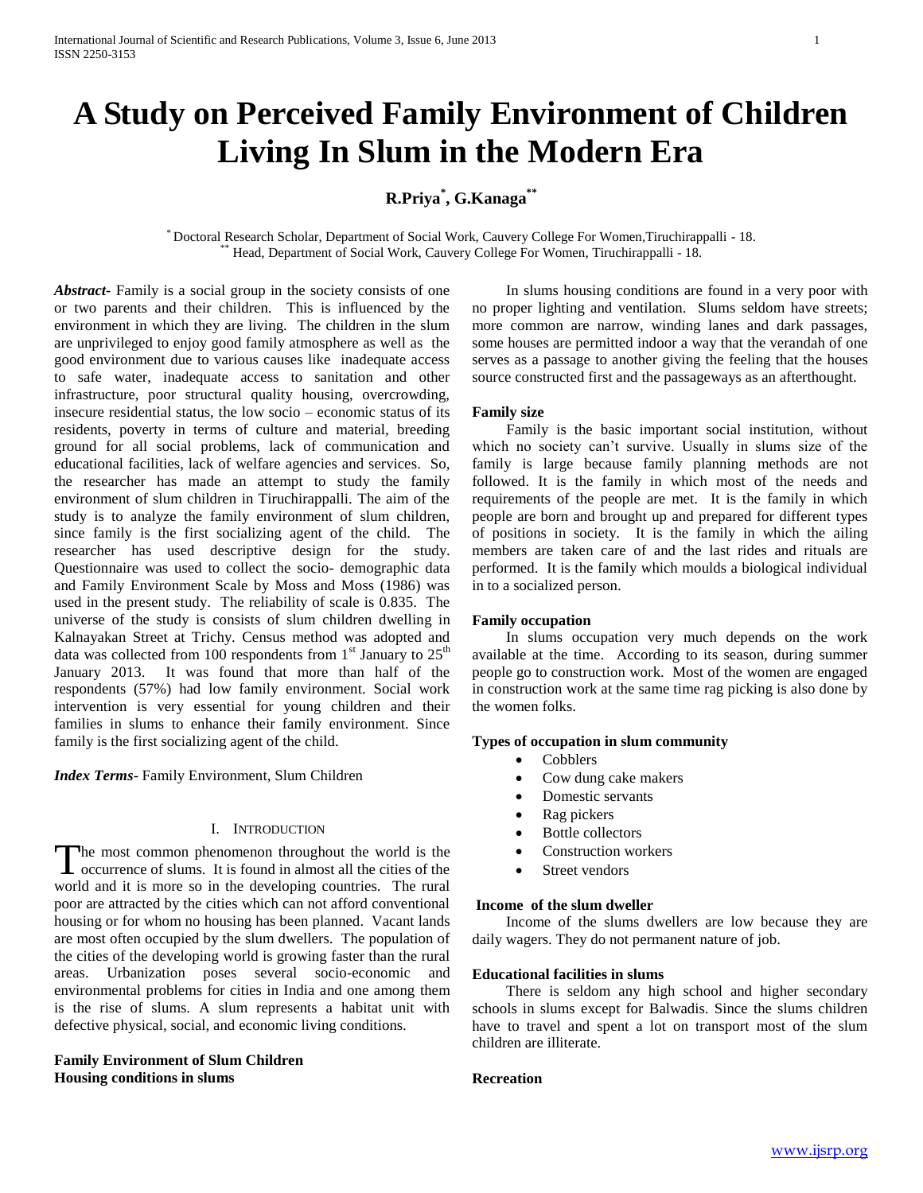# A Study on Perceived Family Environment of Children Living In Slum in the Modern Era

**R.Priya[*], G.Kanaga[**]**

[*] Doctoral Research Scholar, Department of Social Work, Cauvery College For Women,Tiruchirappalli - 18.
[**] Head, Department of Social Work, Cauvery College For Women, Tiruchirappalli - 18.

***Abstract***- Family is a social group in the society consists of one or two parents and their children. This is influenced by the environment in which they are living. The children in the slum are unprivileged to enjoy good family atmosphere as well as the good environment due to various causes like inadequate access to safe water, inadequate access to sanitation and other infrastructure, poor structural quality housing, overcrowding, insecure residential status, the low socio – economic status of its residents, poverty in terms of culture and material, breeding ground for all social problems, lack of communication and educational facilities, lack of welfare agencies and services. So, the researcher has made an attempt to study the family environment of slum children in Tiruchirappalli. The aim of the study is to analyze the family environment of slum children, since family is the first socializing agent of the child. The researcher has used descriptive design for the study. Questionnaire was used to collect the socio- demographic data and Family Environment Scale by Moss and Moss (1986) was used in the present study. The reliability of scale is 0.835. The universe of the study is consists of slum children dwelling in Kalnayakan Street at Trichy. Census method was adopted and data was collected from 100 respondents from 1st January to 25th January 2013. It was found that more than half of the respondents (57%) had low family environment. Social work intervention is very essential for young children and their families in slums to enhance their family environment. Since family is the first socializing agent of the child.

***Index Terms***- Family Environment, Slum Children

## I. Introduction

The most common phenomenon throughout the world is the occurrence of slums. It is found in almost all the cities of the world and it is more so in the developing countries. The rural poor are attracted by the cities which can not afford conventional housing or for whom no housing has been planned. Vacant lands are most often occupied by the slum dwellers. The population of the cities of the developing world is growing faster than the rural areas. Urbanization poses several socio-economic and environmental problems for cities in India and one among them is the rise of slums. A slum represents a habitat unit with defective physical, social, and economic living conditions.

**Family Environment of Slum Children**

**Housing conditions in slums**

In slums housing conditions are found in a very poor with no proper lighting and ventilation. Slums seldom have streets; more common are narrow, winding lanes and dark passages, some houses are permitted indoor a way that the verandah of one serves as a passage to another giving the feeling that the houses source constructed first and the passageways as an afterthought.

**Family size**

Family is the basic important social institution, without which no society can't survive. Usually in slums size of the family is large because family planning methods are not followed. It is the family in which most of the needs and requirements of the people are met. It is the family in which people are born and brought up and prepared for different types of positions in society. It is the family in which the ailing members are taken care of and the last rides and rituals are performed. It is the family which moulds a biological individual in to a socialized person.

**Family occupation**

In slums occupation very much depends on the work available at the time. According to its season, during summer people go to construction work. Most of the women are engaged in construction work at the same time rag picking is also done by the women folks.

**Types of occupation in slum community**

- Cobblers
- Cow dung cake makers
- Domestic servants
- Rag pickers
- Bottle collectors
- Construction workers
- Street vendors

**Income of the slum dweller**

Income of the slums dwellers are low because they are daily wagers. They do not permanent nature of job.

**Educational facilities in slums**

There is seldom any high school and higher secondary schools in slums except for Balwadis. Since the slums children have to travel and spent a lot on transport most of the slum children are illiterate.

**Recreation**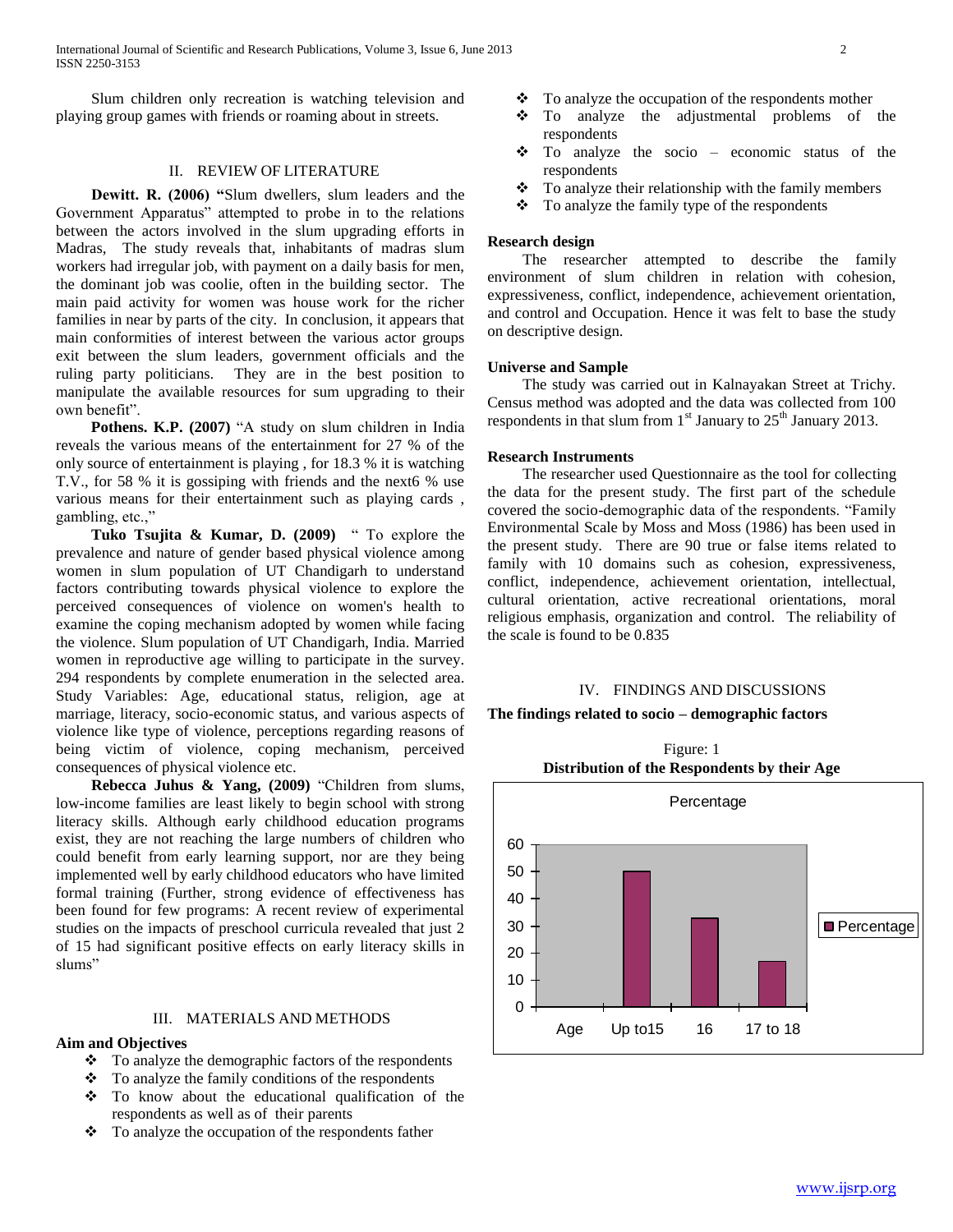Slum children only recreation is watching television and playing group games with friends or roaming about in streets.

## II. REVIEW OF LITERATURE

**Dewitt. R. (2006) "**Slum dwellers, slum leaders and the Government Apparatus" attempted to probe in to the relations between the actors involved in the slum upgrading efforts in Madras, The study reveals that, inhabitants of madras slum workers had irregular job, with payment on a daily basis for men, the dominant job was coolie, often in the building sector. The main paid activity for women was house work for the richer families in near by parts of the city. In conclusion, it appears that main conformities of interest between the various actor groups exit between the slum leaders, government officials and the ruling party politicians. They are in the best position to manipulate the available resources for sum upgrading to their own benefit".

**Pothens. K.P. (2007)** "A study on slum children in India reveals the various means of the entertainment for 27 % of the only source of entertainment is playing , for 18.3 % it is watching T.V., for 58 % it is gossiping with friends and the next6 % use various means for their entertainment such as playing cards , gambling, etc.,"

**Tuko Tsujita & Kumar, D. (2009)** " To explore the prevalence and nature of gender based physical violence among women in slum population of UT Chandigarh to understand factors contributing towards physical violence to explore the perceived consequences of violence on women's health to examine the coping mechanism adopted by women while facing the violence. Slum population of UT Chandigarh, India. Married women in reproductive age willing to participate in the survey. 294 respondents by complete enumeration in the selected area. Study Variables: Age, educational status, religion, age at marriage, literacy, socio-economic status, and various aspects of violence like type of violence, perceptions regarding reasons of being victim of violence, coping mechanism, perceived consequences of physical violence etc.

**Rebecca Juhus & Yang, (2009)** "Children from slums, low-income families are least likely to begin school with strong literacy skills. Although early childhood education programs exist, they are not reaching the large numbers of children who could benefit from early learning support, nor are they being implemented well by early childhood educators who have limited formal training (Further, strong evidence of effectiveness has been found for few programs: A recent review of experimental studies on the impacts of preschool curricula revealed that just 2 of 15 had significant positive effects on early literacy skills in slums"

## III. MATERIALS AND METHODS

### Aim and Objectives

- To analyze the demographic factors of the respondents
- To analyze the family conditions of the respondents
- To know about the educational qualification of the respondents as well as of their parents
- To analyze the occupation of the respondents father
- To analyze the occupation of the respondents mother
- To analyze the adjustmental problems of the respondents
- To analyze the socio – economic status of the respondents
- To analyze their relationship with the family members
- To analyze the family type of the respondents

### Research design

The researcher attempted to describe the family environment of slum children in relation with cohesion, expressiveness, conflict, independence, achievement orientation, and control and Occupation. Hence it was felt to base the study on descriptive design.

### Universe and Sample

The study was carried out in Kalnayakan Street at Trichy. Census method was adopted and the data was collected from 100 respondents in that slum from 1st January to 25th January 2013.

### Research Instruments

The researcher used Questionnaire as the tool for collecting the data for the present study. The first part of the schedule covered the socio-demographic data of the respondents. "Family Environmental Scale by Moss and Moss (1986) has been used in the present study. There are 90 true or false items related to family with 10 domains such as cohesion, expressiveness, conflict, independence, achievement orientation, intellectual, cultural orientation, active recreational orientations, moral religious emphasis, organization and control. The reliability of the scale is found to be 0.835

## IV. FINDINGS AND DISCUSSIONS

**The findings related to socio – demographic factors**

Figure: 1
**Distribution of the Respondents by their Age**

Percentage

60
50
40
30
20
10
0

Age
Up to15
16
17 to 18

Percentage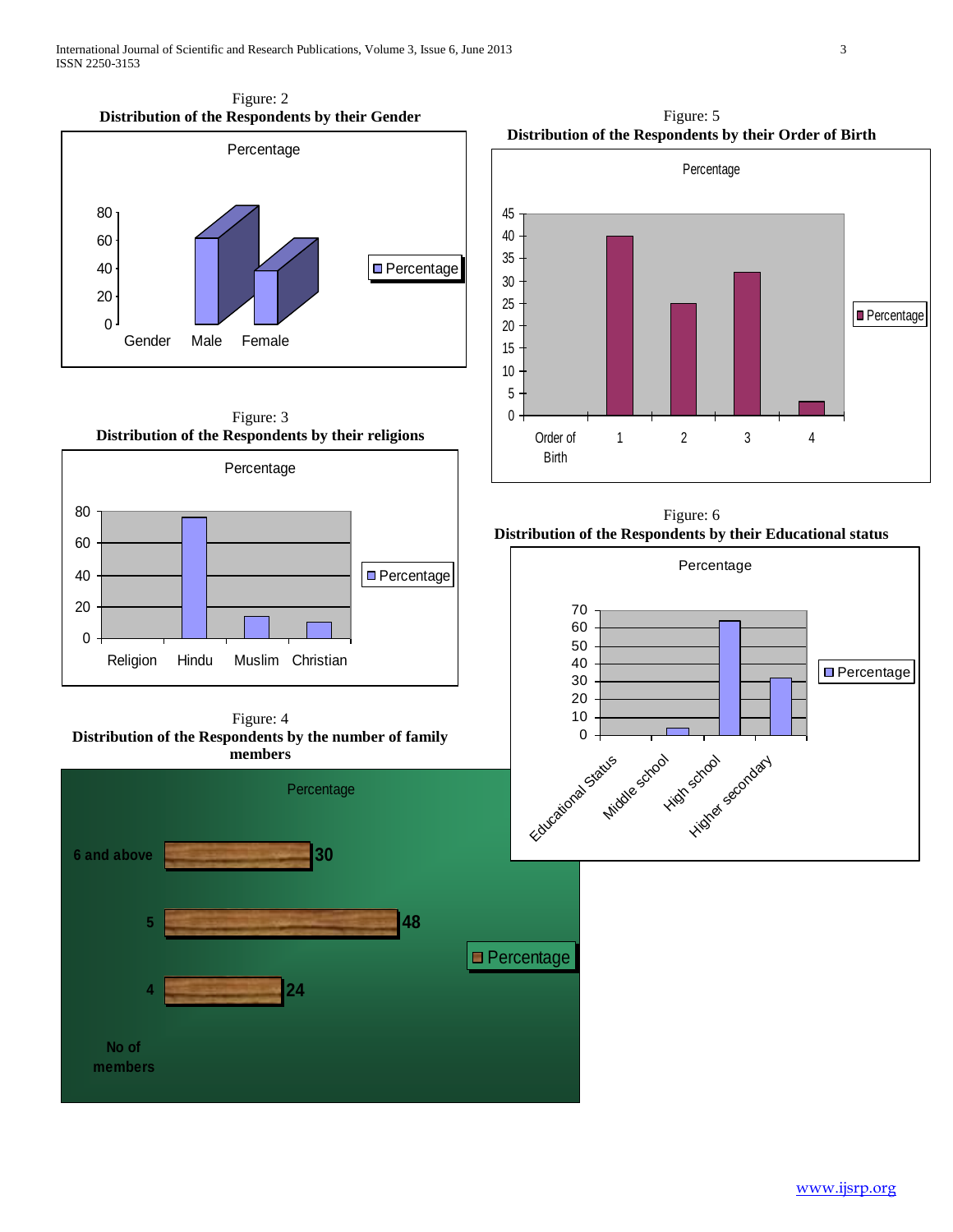Figure: 2

**Distribution of the Respondents by their Gender**

Percentage

80
60
40
20
0

Gender Male Female

Percentage

Figure: 3

**Distribution of the Respondents by their religions**

Percentage

80
60
40
20
0

Religion Hindu Muslim Christian

Percentage

Figure: 4

**Distribution of the Respondents by the number of family members**

Percentage

6 and above 30

5 48

4 24

No of members

Percentage

Figure: 5

**Distribution of the Respondents by their Order of Birth**

Percentage

45
40
35
30
25
20
15
10
5
0

Order of Birth 1 2 3 4

Percentage

Figure: 6

**Distribution of the Respondents by their Educational status**

Percentage

70
60
50
40
30
20
10
0

Educational Status Middle school High school Higher secondary

Percentage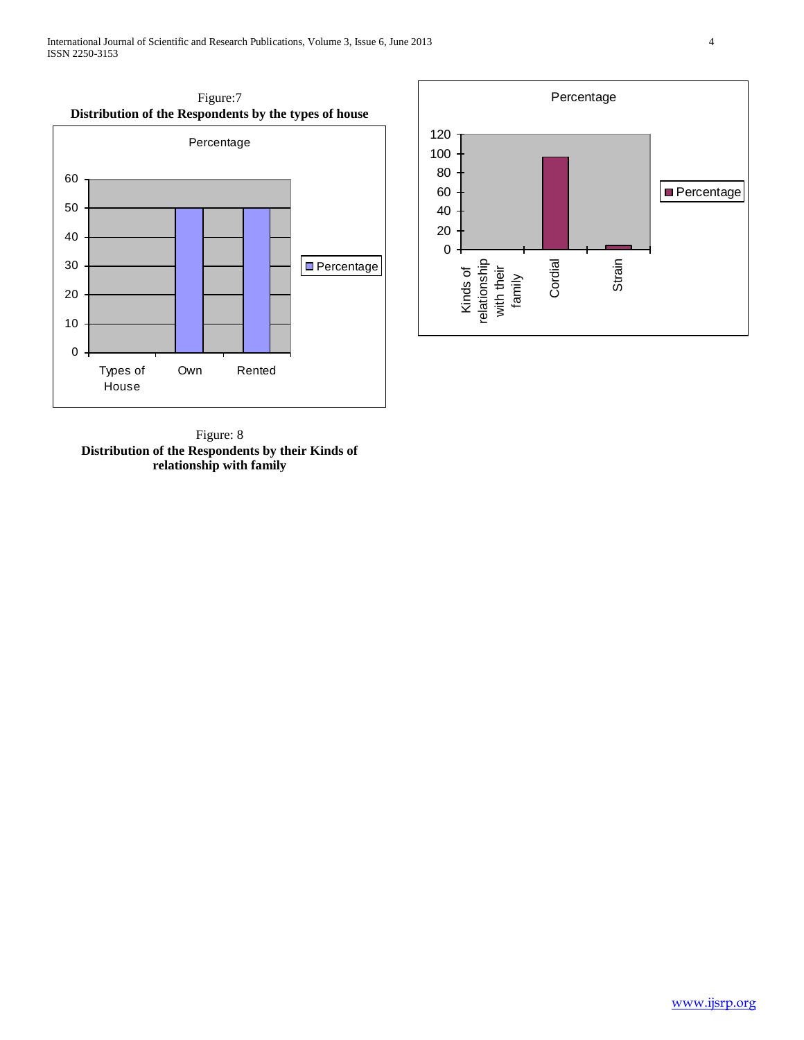Figure:7

**Distribution of the Respondents by the types of house**

Percentage

60
50
40
30
20
10
0

Types of House
Own
Rented

Percentage

Figure: 8

**Distribution of the Respondents by their Kinds of relationship with family**

Percentage

120
100
80
60
40
20
0

Kinds of relationship with their family
Cordial
Strain

Percentage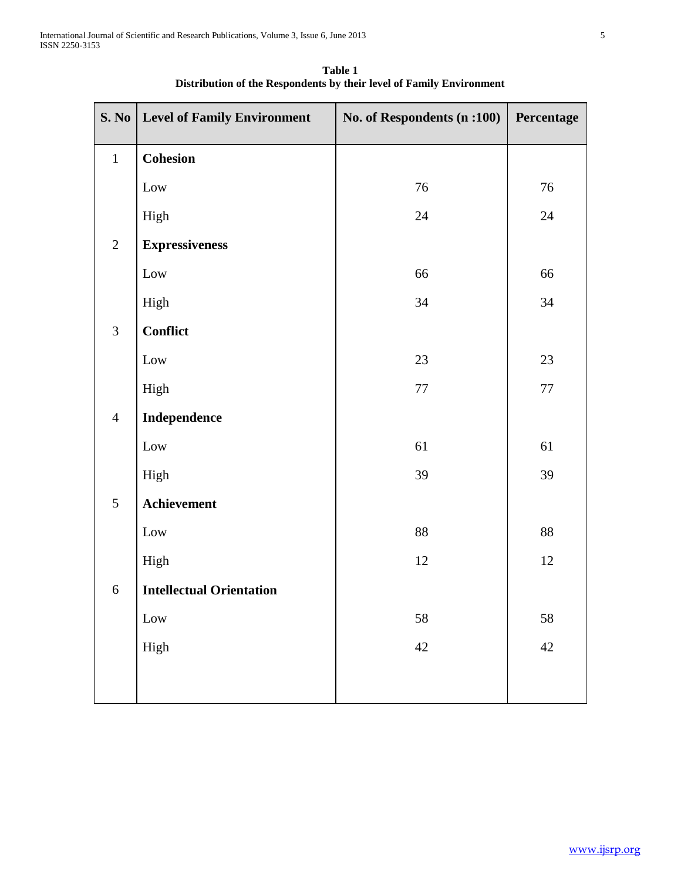**Table 1**
**Distribution of the Respondents by their level of Family Environment**

| S. No | Level of Family Environment | No. of Respondents (n :100) | Percentage |
|---|---|---|---|
| 1 | **Cohesion** | | |
| | Low | 76 | 76 |
| | High | 24 | 24 |
| 2 | **Expressiveness** | | |
| | Low | 66 | 66 |
| | High | 34 | 34 |
| 3 | **Conflict** | | |
| | Low | 23 | 23 |
| | High | 77 | 77 |
| 4 | **Independence** | | |
| | Low | 61 | 61 |
| | High | 39 | 39 |
| 5 | **Achievement** | | |
| | Low | 88 | 88 |
| | High | 12 | 12 |
| 6 | **Intellectual Orientation** | | |
| | Low | 58 | 58 |
| | High | 42 | 42 |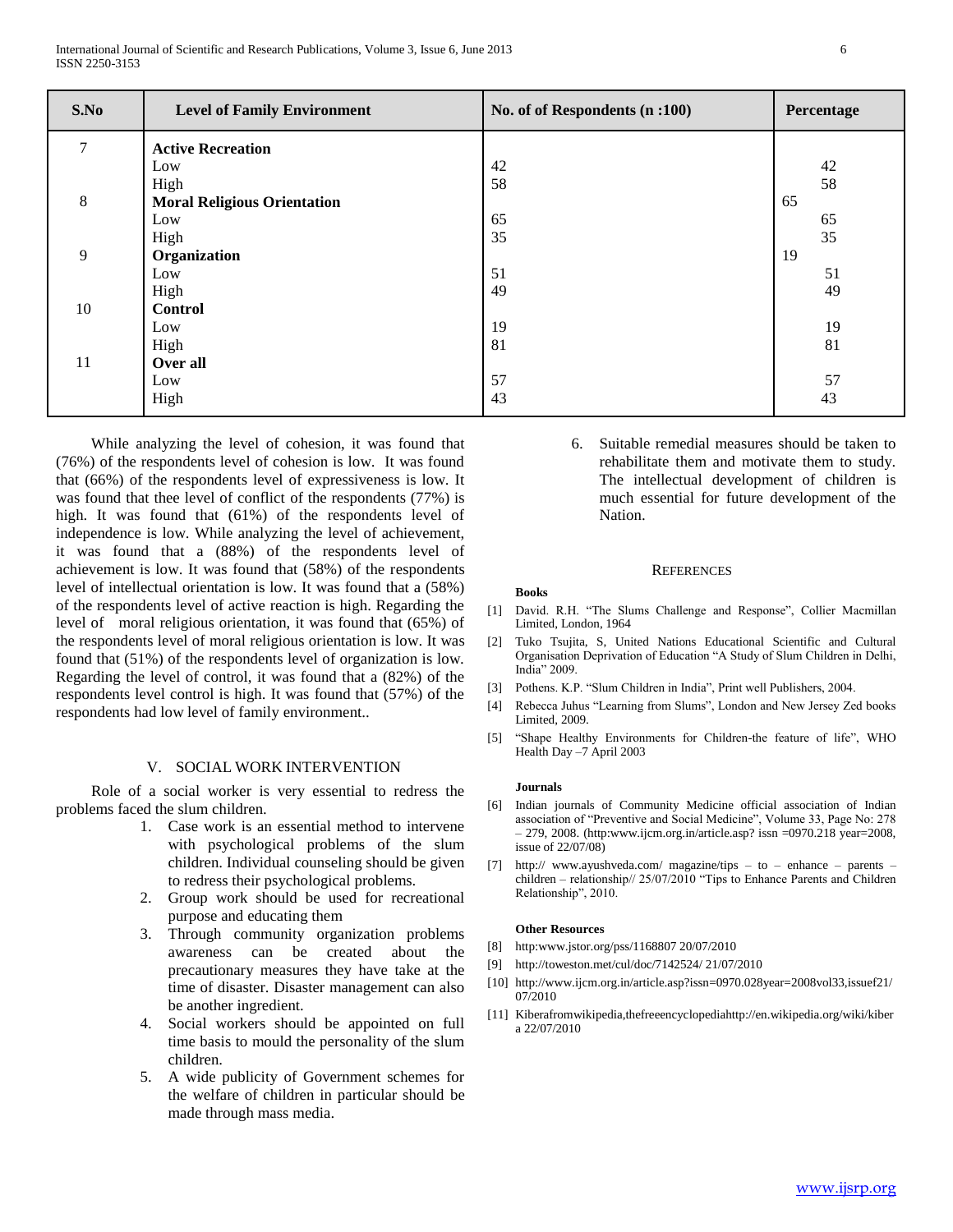| S.No | Level of Family Environment | No. of of Respondents (n :100) | Percentage |
|---|---|---|---|
| 7 | **Active Recreation** | | |
| | Low | 42 | 42 |
| | High | 58 | 58 |
| 8 | **Moral Religious Orientation** | | 65 |
| | Low | 65 | 65 |
| | High | 35 | 35 |
| 9 | **Organization** | | 19 |
| | Low | 51 | 51 |
| | High | 49 | 49 |
| 10 | **Control** | | |
| | Low | 19 | 19 |
| | High | 81 | 81 |
| 11 | **Over all** | | |
| | Low | 57 | 57 |
| | High | 43 | 43 |

While analyzing the level of cohesion, it was found that (76%) of the respondents level of cohesion is low. It was found that (66%) of the respondents level of expressiveness is low. It was found that thee level of conflict of the respondents (77%) is high. It was found that (61%) of the respondents level of independence is low. While analyzing the level of achievement, it was found that a (88%) of the respondents level of achievement is low. It was found that (58%) of the respondents level of intellectual orientation is low. It was found that a (58%) of the respondents level of active reaction is high. Regarding the level of moral religious orientation, it was found that (65%) of the respondents level of moral religious orientation is low. It was found that (51%) of the respondents level of organization is low. Regarding the level of control, it was found that a (82%) of the respondents level control is high. It was found that (57%) of the respondents had low level of family environment..

## V. SOCIAL WORK INTERVENTION

Role of a social worker is very essential to redress the problems faced the slum children.

1. Case work is an essential method to intervene with psychological problems of the slum children. Individual counseling should be given to redress their psychological problems.
2. Group work should be used for recreational purpose and educating them
3. Through community organization problems awareness can be created about the precautionary measures they have take at the time of disaster. Disaster management can also be another ingredient.
4. Social workers should be appointed on full time basis to mould the personality of the slum children.
5. A wide publicity of Government schemes for the welfare of children in particular should be made through mass media.
6. Suitable remedial measures should be taken to rehabilitate them and motivate them to study. The intellectual development of children is much essential for future development of the Nation.

## REFERENCES

**Books**

[1] David. R.H. "The Slums Challenge and Response", Collier Macmillan Limited, London, 1964

[2] Tuko Tsujita, S, United Nations Educational Scientific and Cultural Organisation Deprivation of Education "A Study of Slum Children in Delhi, India" 2009.

[3] Pothens. K.P. "Slum Children in India", Print well Publishers, 2004.

[4] Rebecca Juhus "Learning from Slums", London and New Jersey Zed books Limited, 2009.

[5] "Shape Healthy Environments for Children-the feature of life", WHO Health Day –7 April 2003

**Journals**

[6] Indian journals of Community Medicine official association of Indian association of "Preventive and Social Medicine", Volume 33, Page No: 278 – 279, 2008. (http:www.ijcm.org.in/article.asp? issn =0970.218 year=2008, issue of 22/07/08)

[7] http:// www.ayushveda.com/ magazine/tips – to – enhance – parents – children – relationship// 25/07/2010 "Tips to Enhance Parents and Children Relationship", 2010.

**Other Resources**

[8] http:www.jstor.org/pss/1168807 20/07/2010

[9] http://toweston.met/cul/doc/7142524/ 21/07/2010

[10] http://www.ijcm.org.in/article.asp?issn=0970.028year=2008vol33,issuef21/07/2010

[11] Kiberafromwikipedia,thefreeencyclopediahttp://en.wikipedia.org/wiki/kibera 22/07/2010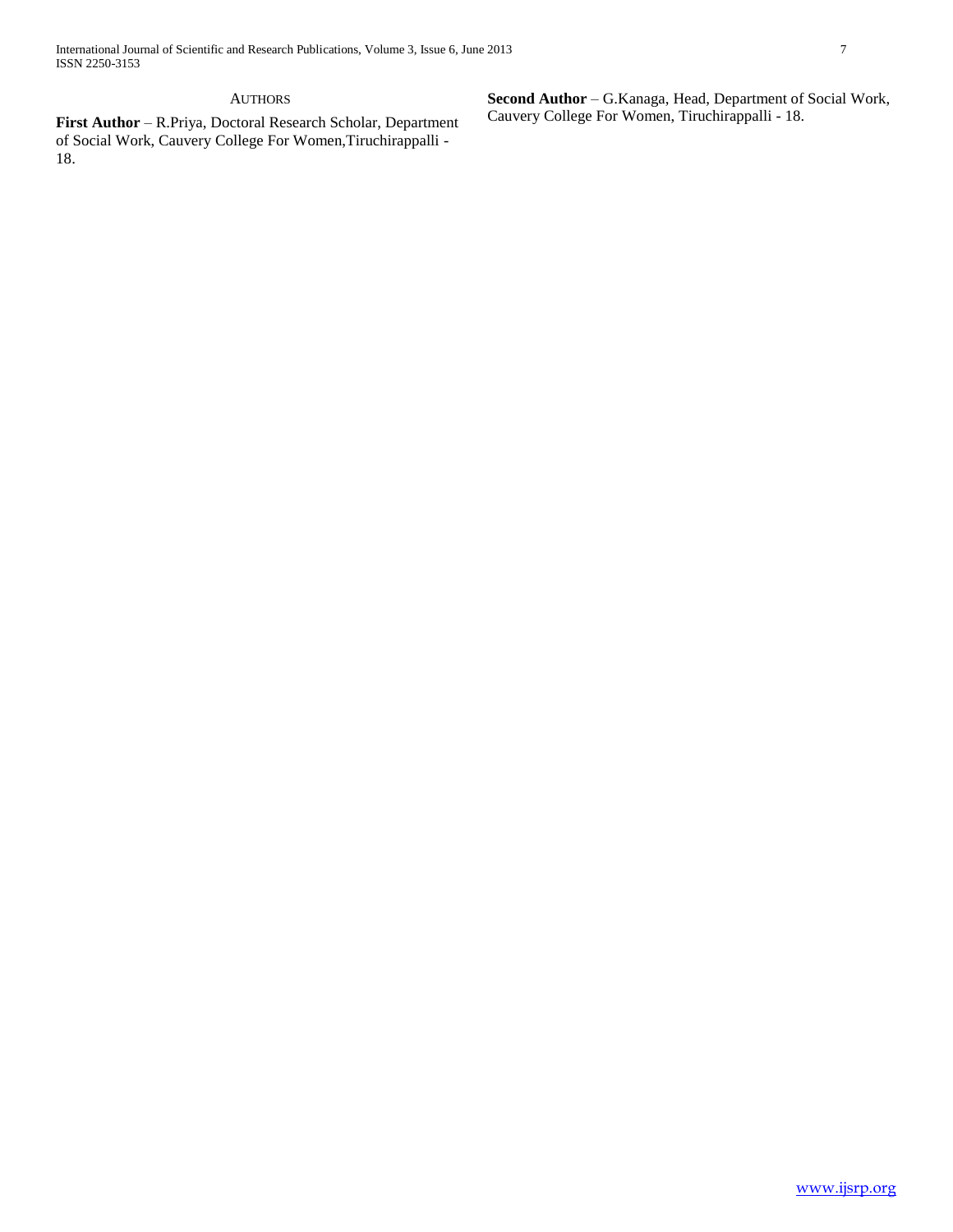## AUTHORS

**First Author** – R.Priya, Doctoral Research Scholar, Department of Social Work, Cauvery College For Women,Tiruchirappalli - 18.

**Second Author** – G.Kanaga, Head, Department of Social Work, Cauvery College For Women, Tiruchirappalli - 18.